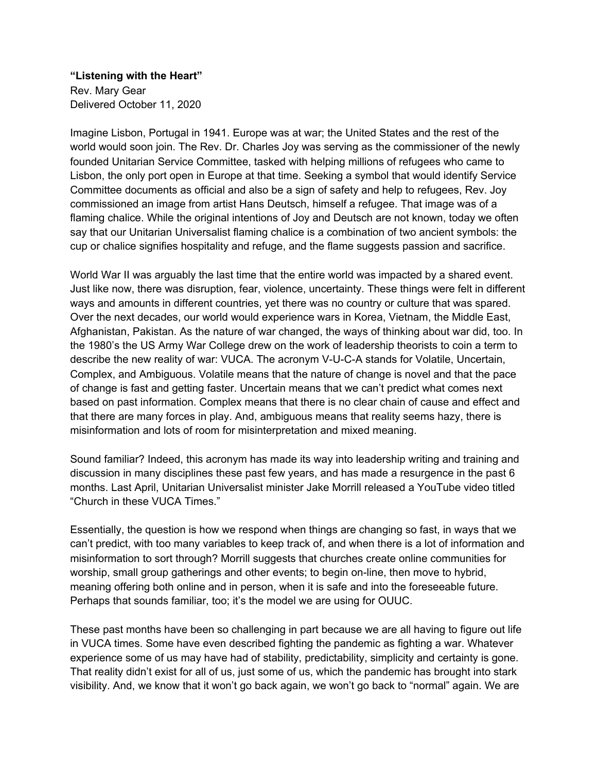**"Listening with the Heart"**
Rev. Mary Gear
Delivered October 11, 2020

Imagine Lisbon, Portugal in 1941. Europe was at war; the United States and the rest of the world would soon join. The Rev. Dr. Charles Joy was serving as the commissioner of the newly founded Unitarian Service Committee, tasked with helping millions of refugees who came to Lisbon, the only port open in Europe at that time. Seeking a symbol that would identify Service Committee documents as official and also be a sign of safety and help to refugees, Rev. Joy commissioned an image from artist Hans Deutsch, himself a refugee. That image was of a flaming chalice. While the original intentions of Joy and Deutsch are not known, today we often say that our Unitarian Universalist flaming chalice is a combination of two ancient symbols: the cup or chalice signifies hospitality and refuge, and the flame suggests passion and sacrifice.

World War II was arguably the last time that the entire world was impacted by a shared event. Just like now, there was disruption, fear, violence, uncertainty. These things were felt in different ways and amounts in different countries, yet there was no country or culture that was spared. Over the next decades, our world would experience wars in Korea, Vietnam, the Middle East, Afghanistan, Pakistan. As the nature of war changed, the ways of thinking about war did, too. In the 1980's the US Army War College drew on the work of leadership theorists to coin a term to describe the new reality of war: VUCA. The acronym V-U-C-A stands for Volatile, Uncertain, Complex, and Ambiguous. Volatile means that the nature of change is novel and that the pace of change is fast and getting faster. Uncertain means that we can't predict what comes next based on past information. Complex means that there is no clear chain of cause and effect and that there are many forces in play. And, ambiguous means that reality seems hazy, there is misinformation and lots of room for misinterpretation and mixed meaning.

Sound familiar? Indeed, this acronym has made its way into leadership writing and training and discussion in many disciplines these past few years, and has made a resurgence in the past 6 months. Last April, Unitarian Universalist minister Jake Morrill released a YouTube video titled "Church in these VUCA Times."

Essentially, the question is how we respond when things are changing so fast, in ways that we can't predict, with too many variables to keep track of, and when there is a lot of information and misinformation to sort through? Morrill suggests that churches create online communities for worship, small group gatherings and other events; to begin on-line, then move to hybrid, meaning offering both online and in person, when it is safe and into the foreseeable future. Perhaps that sounds familiar, too; it's the model we are using for OUUC.

These past months have been so challenging in part because we are all having to figure out life in VUCA times. Some have even described fighting the pandemic as fighting a war. Whatever experience some of us may have had of stability, predictability, simplicity and certainty is gone. That reality didn't exist for all of us, just some of us, which the pandemic has brought into stark visibility. And, we know that it won't go back again, we won't go back to "normal" again. We are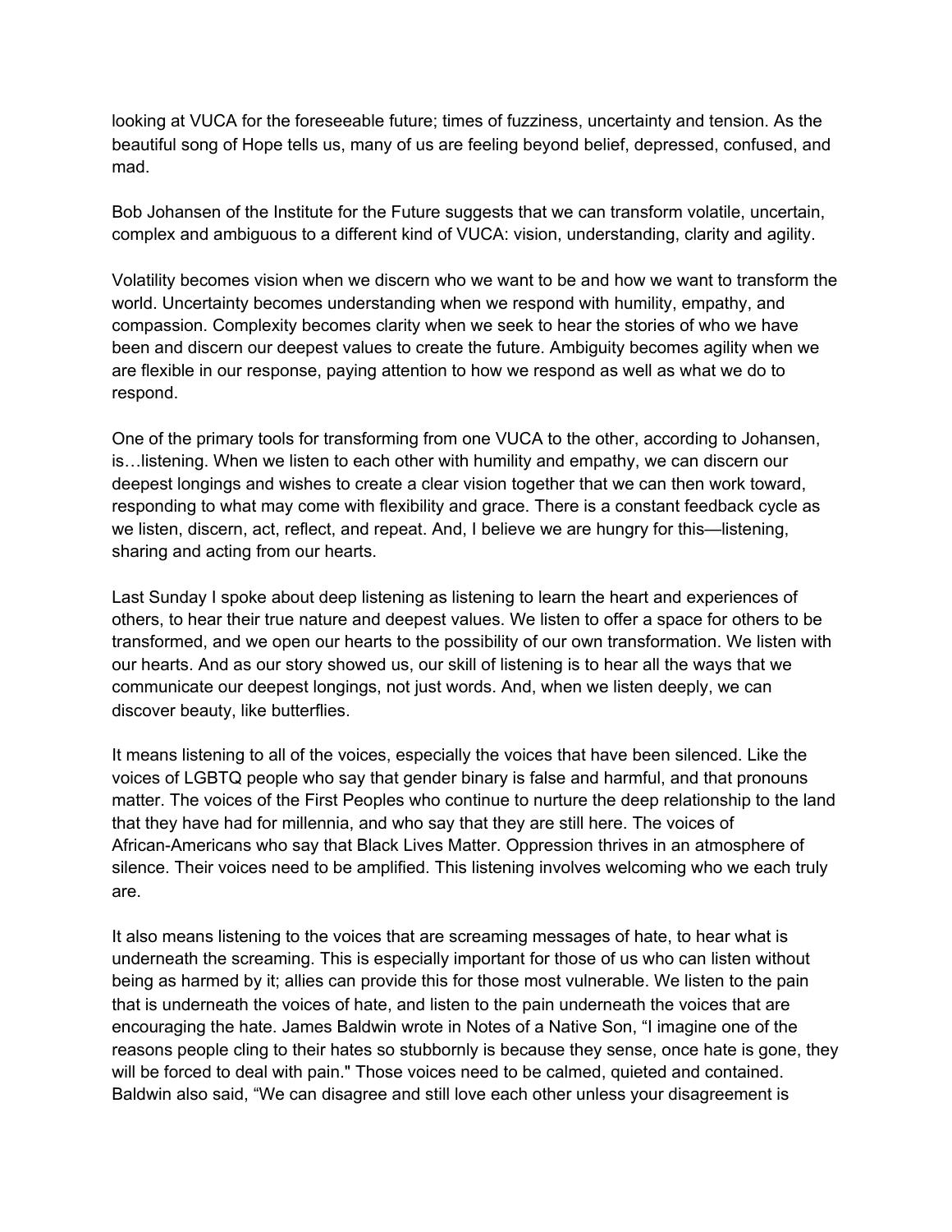looking at VUCA for the foreseeable future; times of fuzziness, uncertainty and tension. As the beautiful song of Hope tells us, many of us are feeling beyond belief, depressed, confused, and mad.

Bob Johansen of the Institute for the Future suggests that we can transform volatile, uncertain, complex and ambiguous to a different kind of VUCA: vision, understanding, clarity and agility.

Volatility becomes vision when we discern who we want to be and how we want to transform the world. Uncertainty becomes understanding when we respond with humility, empathy, and compassion. Complexity becomes clarity when we seek to hear the stories of who we have been and discern our deepest values to create the future. Ambiguity becomes agility when we are flexible in our response, paying attention to how we respond as well as what we do to respond.

One of the primary tools for transforming from one VUCA to the other, according to Johansen, is…listening. When we listen to each other with humility and empathy, we can discern our deepest longings and wishes to create a clear vision together that we can then work toward, responding to what may come with flexibility and grace. There is a constant feedback cycle as we listen, discern, act, reflect, and repeat. And, I believe we are hungry for this—listening, sharing and acting from our hearts.

Last Sunday I spoke about deep listening as listening to learn the heart and experiences of others, to hear their true nature and deepest values. We listen to offer a space for others to be transformed, and we open our hearts to the possibility of our own transformation. We listen with our hearts. And as our story showed us, our skill of listening is to hear all the ways that we communicate our deepest longings, not just words. And, when we listen deeply, we can discover beauty, like butterflies.

It means listening to all of the voices, especially the voices that have been silenced. Like the voices of LGBTQ people who say that gender binary is false and harmful, and that pronouns matter. The voices of the First Peoples who continue to nurture the deep relationship to the land that they have had for millennia, and who say that they are still here. The voices of African-Americans who say that Black Lives Matter. Oppression thrives in an atmosphere of silence. Their voices need to be amplified. This listening involves welcoming who we each truly are.

It also means listening to the voices that are screaming messages of hate, to hear what is underneath the screaming. This is especially important for those of us who can listen without being as harmed by it; allies can provide this for those most vulnerable. We listen to the pain that is underneath the voices of hate, and listen to the pain underneath the voices that are encouraging the hate. James Baldwin wrote in Notes of a Native Son, "I imagine one of the reasons people cling to their hates so stubbornly is because they sense, once hate is gone, they will be forced to deal with pain." Those voices need to be calmed, quieted and contained. Baldwin also said, "We can disagree and still love each other unless your disagreement is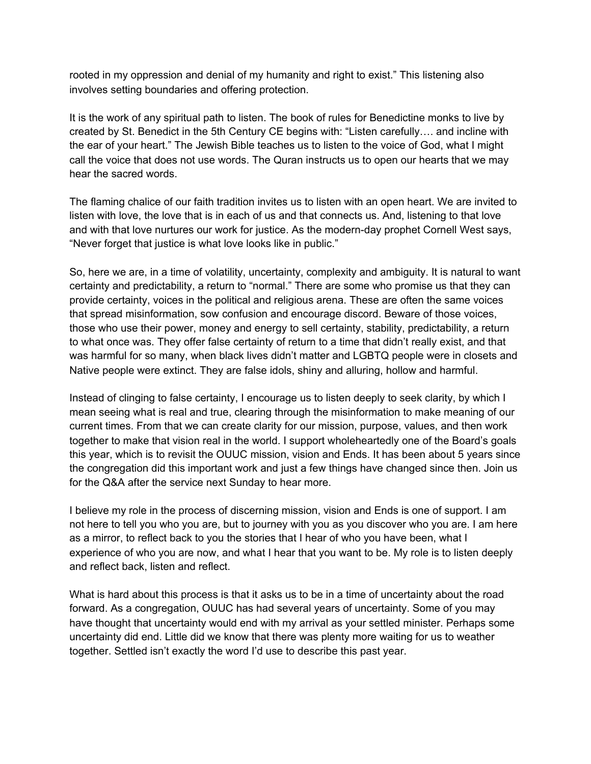rooted in my oppression and denial of my humanity and right to exist." This listening also involves setting boundaries and offering protection.

It is the work of any spiritual path to listen. The book of rules for Benedictine monks to live by created by St. Benedict in the 5th Century CE begins with: "Listen carefully…. and incline with the ear of your heart." The Jewish Bible teaches us to listen to the voice of God, what I might call the voice that does not use words. The Quran instructs us to open our hearts that we may hear the sacred words.

The flaming chalice of our faith tradition invites us to listen with an open heart. We are invited to listen with love, the love that is in each of us and that connects us. And, listening to that love and with that love nurtures our work for justice. As the modern-day prophet Cornell West says, "Never forget that justice is what love looks like in public."

So, here we are, in a time of volatility, uncertainty, complexity and ambiguity. It is natural to want certainty and predictability, a return to "normal." There are some who promise us that they can provide certainty, voices in the political and religious arena. These are often the same voices that spread misinformation, sow confusion and encourage discord. Beware of those voices, those who use their power, money and energy to sell certainty, stability, predictability, a return to what once was. They offer false certainty of return to a time that didn't really exist, and that was harmful for so many, when black lives didn't matter and LGBTQ people were in closets and Native people were extinct. They are false idols, shiny and alluring, hollow and harmful.

Instead of clinging to false certainty, I encourage us to listen deeply to seek clarity, by which I mean seeing what is real and true, clearing through the misinformation to make meaning of our current times. From that we can create clarity for our mission, purpose, values, and then work together to make that vision real in the world. I support wholeheartedly one of the Board's goals this year, which is to revisit the OUUC mission, vision and Ends. It has been about 5 years since the congregation did this important work and just a few things have changed since then. Join us for the Q&A after the service next Sunday to hear more.

I believe my role in the process of discerning mission, vision and Ends is one of support. I am not here to tell you who you are, but to journey with you as you discover who you are. I am here as a mirror, to reflect back to you the stories that I hear of who you have been, what I experience of who you are now, and what I hear that you want to be. My role is to listen deeply and reflect back, listen and reflect.

What is hard about this process is that it asks us to be in a time of uncertainty about the road forward. As a congregation, OUUC has had several years of uncertainty. Some of you may have thought that uncertainty would end with my arrival as your settled minister. Perhaps some uncertainty did end. Little did we know that there was plenty more waiting for us to weather together. Settled isn't exactly the word I'd use to describe this past year.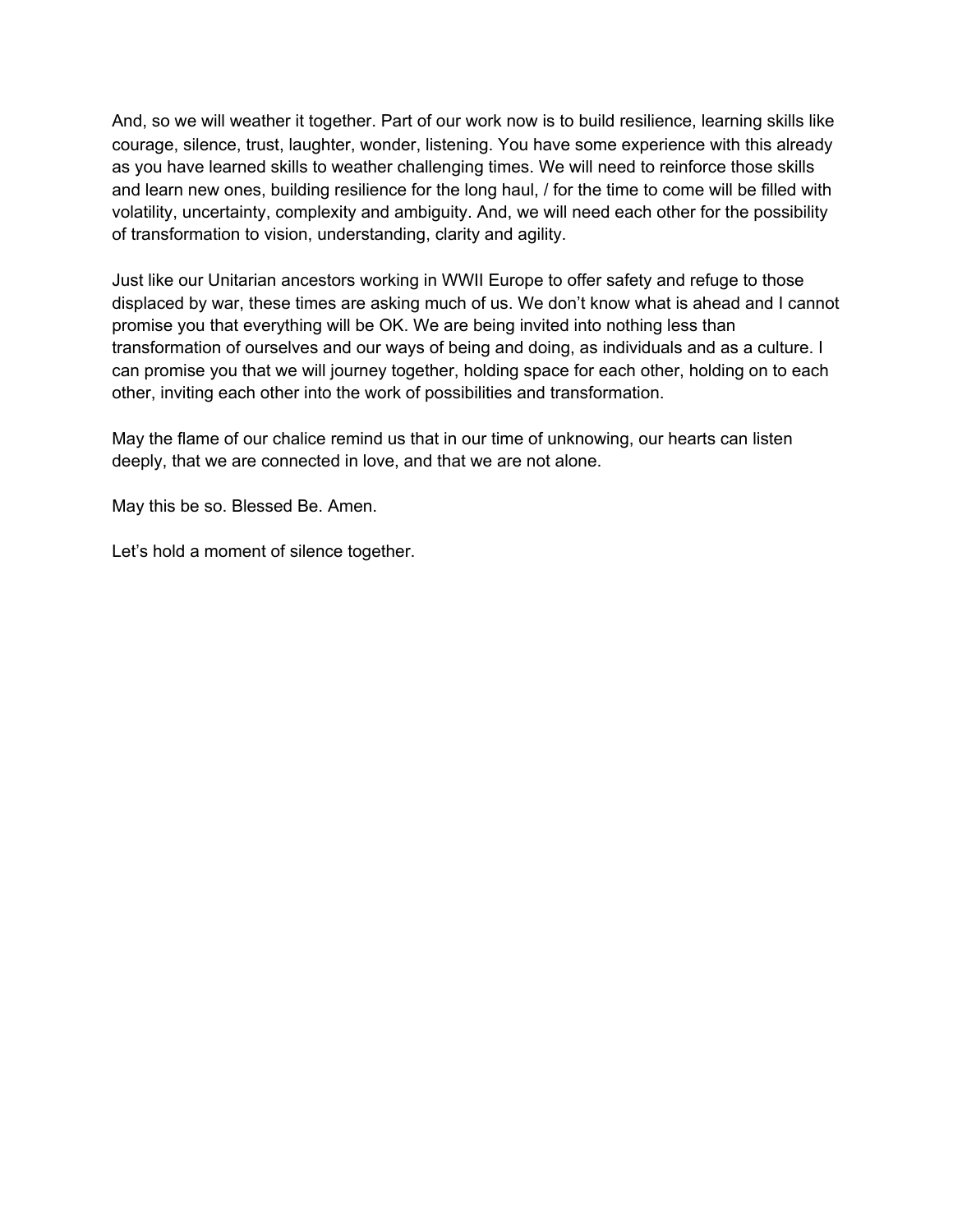And, so we will weather it together. Part of our work now is to build resilience, learning skills like courage, silence, trust, laughter, wonder, listening. You have some experience with this already as you have learned skills to weather challenging times. We will need to reinforce those skills and learn new ones, building resilience for the long haul, / for the time to come will be filled with volatility, uncertainty, complexity and ambiguity. And, we will need each other for the possibility of transformation to vision, understanding, clarity and agility.

Just like our Unitarian ancestors working in WWII Europe to offer safety and refuge to those displaced by war, these times are asking much of us. We don't know what is ahead and I cannot promise you that everything will be OK. We are being invited into nothing less than transformation of ourselves and our ways of being and doing, as individuals and as a culture. I can promise you that we will journey together, holding space for each other, holding on to each other, inviting each other into the work of possibilities and transformation.

May the flame of our chalice remind us that in our time of unknowing, our hearts can listen deeply, that we are connected in love, and that we are not alone.

May this be so. Blessed Be. Amen.

Let's hold a moment of silence together.